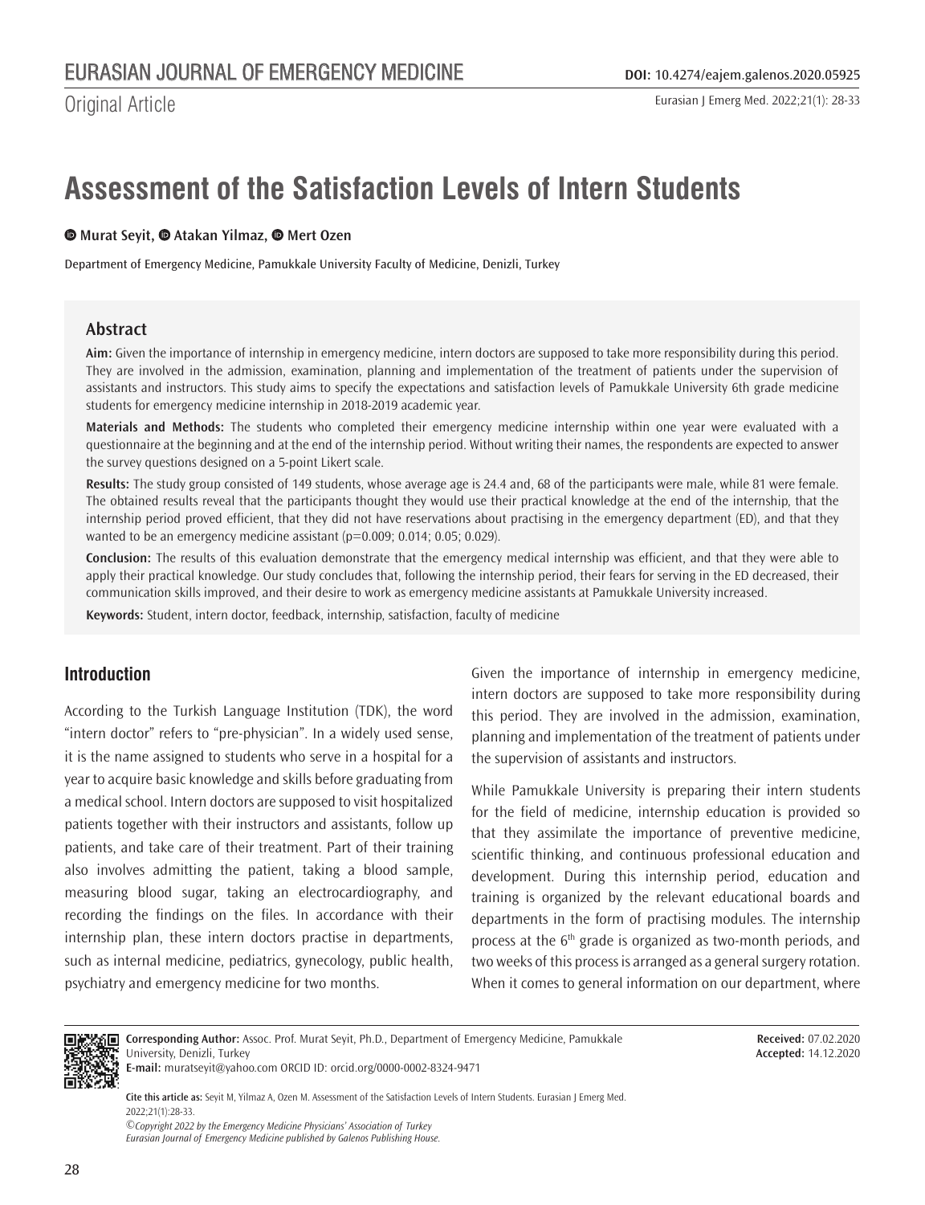Original Article

# Assessment of the Satisfaction Levels of Intern Students

**Murat Seyit, Atakan Yilmaz, Mert Ozen**

Department of Emergency Medicine, Pamukkale University Faculty of Medicine, Denizli, Turkey

## Abstract

**Aim:** Given the importance of internship in emergency medicine, intern doctors are supposed to take more responsibility during this period. They are involved in the admission, examination, planning and implementation of the treatment of patients under the supervision of assistants and instructors. This study aims to specify the expectations and satisfaction levels of Pamukkale University 6th grade medicine students for emergency medicine internship in 2018-2019 academic year.

**Materials and Methods:** The students who completed their emergency medicine internship within one year were evaluated with a questionnaire at the beginning and at the end of the internship period. Without writing their names, the respondents are expected to answer the survey questions designed on a 5-point Likert scale.

**Results:** The study group consisted of 149 students, whose average age is 24.4 and, 68 of the participants were male, while 81 were female. The obtained results reveal that the participants thought they would use their practical knowledge at the end of the internship, that the internship period proved efficient, that they did not have reservations about practising in the emergency department (ED), and that they wanted to be an emergency medicine assistant ($p=0.009$; 0.014; 0.05; 0.029).

**Conclusion:** The results of this evaluation demonstrate that the emergency medical internship was efficient, and that they were able to apply their practical knowledge. Our study concludes that, following the internship period, their fears for serving in the ED decreased, their communication skills improved, and their desire to work as emergency medicine assistants at Pamukkale University increased.

**Keywords:** Student, intern doctor, feedback, internship, satisfaction, faculty of medicine

## Introduction

According to the Turkish Language Institution (TDK), the word "intern doctor" refers to "pre-physician". In a widely used sense, it is the name assigned to students who serve in a hospital for a year to acquire basic knowledge and skills before graduating from a medical school. Intern doctors are supposed to visit hospitalized patients together with their instructors and assistants, follow up patients, and take care of their treatment. Part of their training also involves admitting the patient, taking a blood sample, measuring blood sugar, taking an electrocardiography, and recording the findings on the files. In accordance with their internship plan, these intern doctors practise in departments, such as internal medicine, pediatrics, gynecology, public health, psychiatry and emergency medicine for two months.

Given the importance of internship in emergency medicine, intern doctors are supposed to take more responsibility during this period. They are involved in the admission, examination, planning and implementation of the treatment of patients under the supervision of assistants and instructors.

While Pamukkale University is preparing their intern students for the field of medicine, internship education is provided so that they assimilate the importance of preventive medicine, scientific thinking, and continuous professional education and development. During this internship period, education and training is organized by the relevant educational boards and departments in the form of practising modules. The internship process at the 6th grade is organized as two-month periods, and two weeks of this process is arranged as a general surgery rotation. When it comes to general information on our department, where

**Corresponding Author:** Assoc. Prof. Murat Seyit, Ph.D., Department of Emergency Medicine, Pamukkale University, Denizli, Turkey
**E-mail:** muratseyit@yahoo.com ORCID ID: orcid.org/0000-0002-8324-9471

**Received:** 07.02.2020
**Accepted:** 14.12.2020

**Cite this article as:** Seyit M, Yilmaz A, Ozen M. Assessment of the Satisfaction Levels of Intern Students. Eurasian J Emerg Med. 2022;21(1):28-33.

*©Copyright 2022 by the Emergency Medicine Physicians' Association of Turkey*
*Eurasian Journal of Emergency Medicine published by Galenos Publishing House.*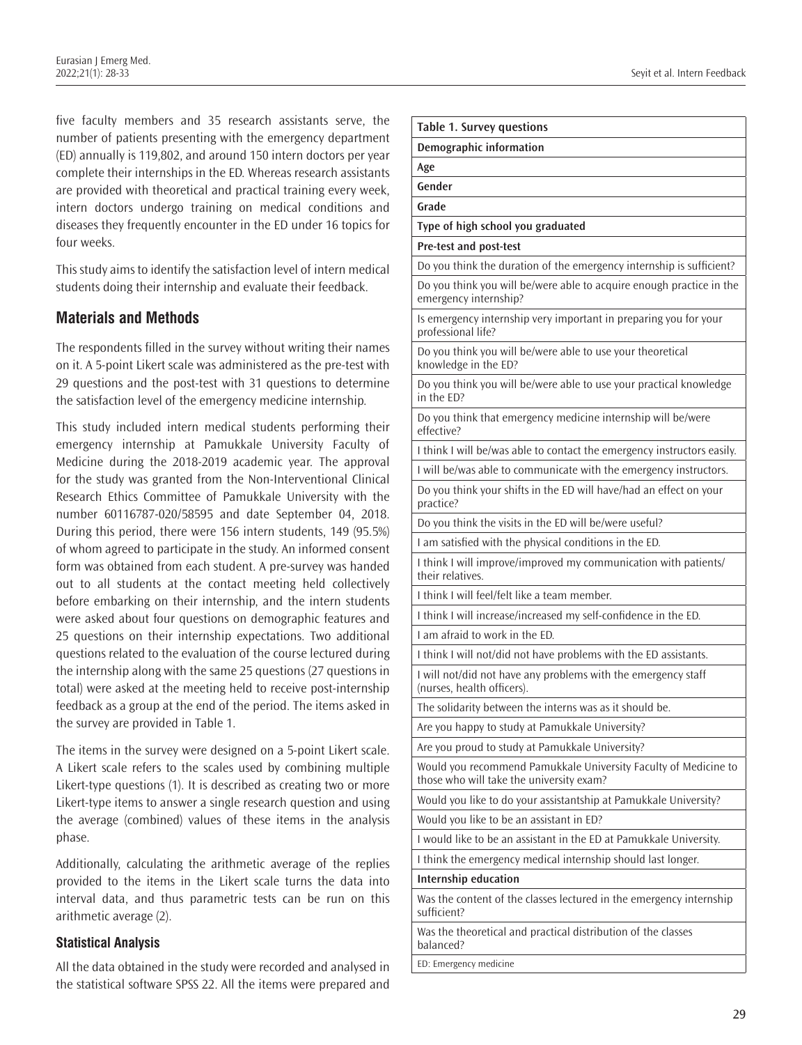five faculty members and 35 research assistants serve, the number of patients presenting with the emergency department (ED) annually is 119,802, and around 150 intern doctors per year complete their internships in the ED. Whereas research assistants are provided with theoretical and practical training every week, intern doctors undergo training on medical conditions and diseases they frequently encounter in the ED under 16 topics for four weeks.

This study aims to identify the satisfaction level of intern medical students doing their internship and evaluate their feedback.

## Materials and Methods

The respondents filled in the survey without writing their names on it. A 5-point Likert scale was administered as the pre-test with 29 questions and the post-test with 31 questions to determine the satisfaction level of the emergency medicine internship.

This study included intern medical students performing their emergency internship at Pamukkale University Faculty of Medicine during the 2018-2019 academic year. The approval for the study was granted from the Non-Interventional Clinical Research Ethics Committee of Pamukkale University with the number 60116787-020/58595 and date September 04, 2018. During this period, there were 156 intern students, 149 (95.5%) of whom agreed to participate in the study. An informed consent form was obtained from each student. A pre-survey was handed out to all students at the contact meeting held collectively before embarking on their internship, and the intern students were asked about four questions on demographic features and 25 questions on their internship expectations. Two additional questions related to the evaluation of the course lectured during the internship along with the same 25 questions (27 questions in total) were asked at the meeting held to receive post-internship feedback as a group at the end of the period. The items asked in the survey are provided in Table 1.

The items in the survey were designed on a 5-point Likert scale. A Likert scale refers to the scales used by combining multiple Likert-type questions (1). It is described as creating two or more Likert-type items to answer a single research question and using the average (combined) values of these items in the analysis phase.

Additionally, calculating the arithmetic average of the replies provided to the items in the Likert scale turns the data into interval data, and thus parametric tests can be run on this arithmetic average (2).

### Statistical Analysis

All the data obtained in the study were recorded and analysed in the statistical software SPSS 22. All the items were prepared and

| Table 1. Survey questions |
|---|
| **Demographic information** |
| **Age** |
| **Gender** |
| **Grade** |
| **Type of high school you graduated** |
| **Pre-test and post-test** |
| Do you think the duration of the emergency internship is sufficient? |
| Do you think you will be/were able to acquire enough practice in the emergency internship? |
| Is emergency internship very important in preparing you for your professional life? |
| Do you think you will be/were able to use your theoretical knowledge in the ED? |
| Do you think you will be/were able to use your practical knowledge in the ED? |
| Do you think that emergency medicine internship will be/were effective? |
| I think I will be/was able to contact the emergency instructors easily. |
| I will be/was able to communicate with the emergency instructors. |
| Do you think your shifts in the ED will have/had an effect on your practice? |
| Do you think the visits in the ED will be/were useful? |
| I am satisfied with the physical conditions in the ED. |
| I think I will improve/improved my communication with patients/their relatives. |
| I think I will feel/felt like a team member. |
| I think I will increase/increased my self-confidence in the ED. |
| I am afraid to work in the ED. |
| I think I will not/did not have problems with the ED assistants. |
| I will not/did not have any problems with the emergency staff (nurses, health officers). |
| The solidarity between the interns was as it should be. |
| Are you happy to study at Pamukkale University? |
| Are you proud to study at Pamukkale University? |
| Would you recommend Pamukkale University Faculty of Medicine to those who will take the university exam? |
| Would you like to do your assistantship at Pamukkale University? |
| Would you like to be an assistant in ED? |
| I would like to be an assistant in the ED at Pamukkale University. |
| I think the emergency medical internship should last longer. |
| **Internship education** |
| Was the content of the classes lectured in the emergency internship sufficient? |
| Was the theoretical and practical distribution of the classes balanced? |
| ED: Emergency medicine |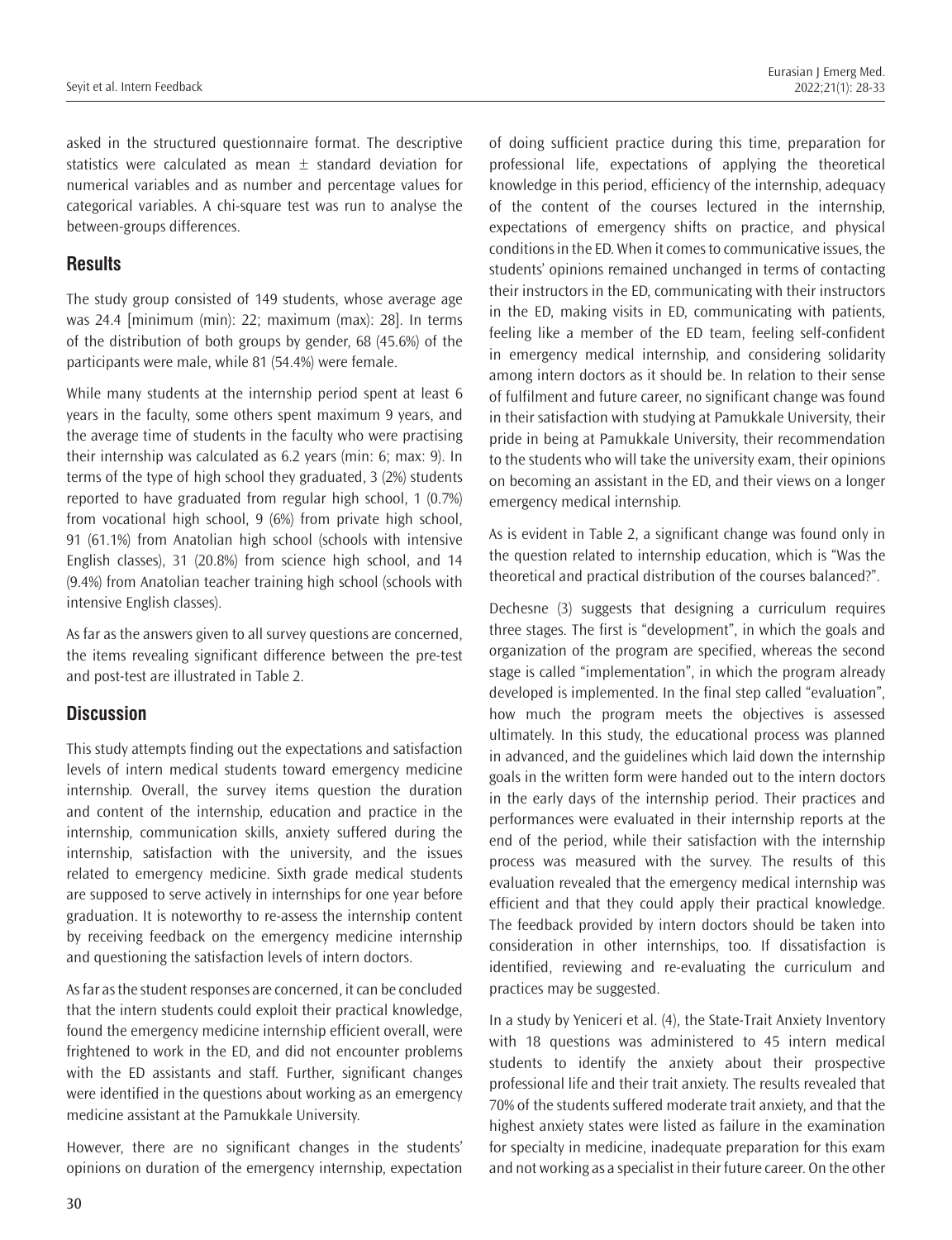asked in the structured questionnaire format. The descriptive statistics were calculated as mean ± standard deviation for numerical variables and as number and percentage values for categorical variables. A chi-square test was run to analyse the between-groups differences.

## Results

The study group consisted of 149 students, whose average age was 24.4 [minimum (min): 22; maximum (max): 28]. In terms of the distribution of both groups by gender, 68 (45.6%) of the participants were male, while 81 (54.4%) were female.

While many students at the internship period spent at least 6 years in the faculty, some others spent maximum 9 years, and the average time of students in the faculty who were practising their internship was calculated as 6.2 years (min: 6; max: 9). In terms of the type of high school they graduated, 3 (2%) students reported to have graduated from regular high school, 1 (0.7%) from vocational high school, 9 (6%) from private high school, 91 (61.1%) from Anatolian high school (schools with intensive English classes), 31 (20.8%) from science high school, and 14 (9.4%) from Anatolian teacher training high school (schools with intensive English classes).

As far as the answers given to all survey questions are concerned, the items revealing significant difference between the pre-test and post-test are illustrated in Table 2.

## Discussion

This study attempts finding out the expectations and satisfaction levels of intern medical students toward emergency medicine internship. Overall, the survey items question the duration and content of the internship, education and practice in the internship, communication skills, anxiety suffered during the internship, satisfaction with the university, and the issues related to emergency medicine. Sixth grade medical students are supposed to serve actively in internships for one year before graduation. It is noteworthy to re-assess the internship content by receiving feedback on the emergency medicine internship and questioning the satisfaction levels of intern doctors.

As far as the student responses are concerned, it can be concluded that the intern students could exploit their practical knowledge, found the emergency medicine internship efficient overall, were frightened to work in the ED, and did not encounter problems with the ED assistants and staff. Further, significant changes were identified in the questions about working as an emergency medicine assistant at the Pamukkale University.

However, there are no significant changes in the students' opinions on duration of the emergency internship, expectation of doing sufficient practice during this time, preparation for professional life, expectations of applying the theoretical knowledge in this period, efficiency of the internship, adequacy of the content of the courses lectured in the internship, expectations of emergency shifts on practice, and physical conditions in the ED. When it comes to communicative issues, the students' opinions remained unchanged in terms of contacting their instructors in the ED, communicating with their instructors in the ED, making visits in ED, communicating with patients, feeling like a member of the ED team, feeling self-confident in emergency medical internship, and considering solidarity among intern doctors as it should be. In relation to their sense of fulfilment and future career, no significant change was found in their satisfaction with studying at Pamukkale University, their pride in being at Pamukkale University, their recommendation to the students who will take the university exam, their opinions on becoming an assistant in the ED, and their views on a longer emergency medical internship.

As is evident in Table 2, a significant change was found only in the question related to internship education, which is "Was the theoretical and practical distribution of the courses balanced?".

Dechesne (3) suggests that designing a curriculum requires three stages. The first is "development", in which the goals and organization of the program are specified, whereas the second stage is called "implementation", in which the program already developed is implemented. In the final step called "evaluation", how much the program meets the objectives is assessed ultimately. In this study, the educational process was planned in advanced, and the guidelines which laid down the internship goals in the written form were handed out to the intern doctors in the early days of the internship period. Their practices and performances were evaluated in their internship reports at the end of the period, while their satisfaction with the internship process was measured with the survey. The results of this evaluation revealed that the emergency medical internship was efficient and that they could apply their practical knowledge. The feedback provided by intern doctors should be taken into consideration in other internships, too. If dissatisfaction is identified, reviewing and re-evaluating the curriculum and practices may be suggested.

In a study by Yeniceri et al. (4), the State-Trait Anxiety Inventory with 18 questions was administered to 45 intern medical students to identify the anxiety about their prospective professional life and their trait anxiety. The results revealed that 70% of the students suffered moderate trait anxiety, and that the highest anxiety states were listed as failure in the examination for specialty in medicine, inadequate preparation for this exam and not working as a specialist in their future career. On the other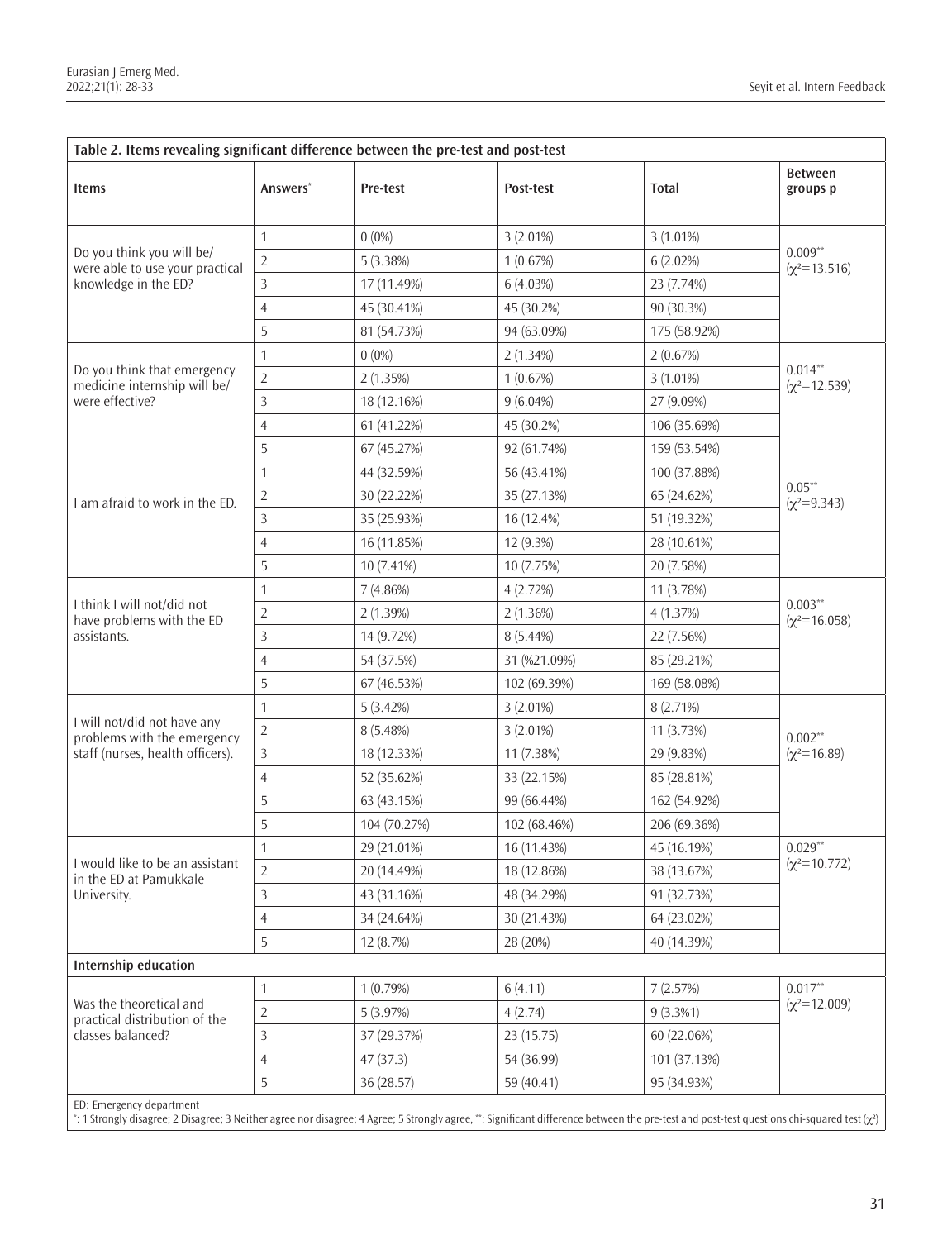**Table 2. Items revealing significant difference between the pre-test and post-test**

| Items | Answers* | Pre-test | Post-test | Total | Between groups p |
|---|---|---|---|---|---|
| Do you think you will be/ were able to use your practical knowledge in the ED? | 1 | 0 (0%) | 3 (2.01%) | 3 (1.01%) | 0.009** ($\chi^2$=13.516) |
| | 2 | 5 (3.38%) | 1 (0.67%) | 6 (2.02%) | |
| | 3 | 17 (11.49%) | 6 (4.03%) | 23 (7.74%) | |
| | 4 | 45 (30.41%) | 45 (30.2%) | 90 (30.3%) | |
| | 5 | 81 (54.73%) | 94 (63.09%) | 175 (58.92%) | |
| Do you think that emergency medicine internship will be/ were effective? | 1 | 0 (0%) | 2 (1.34%) | 2 (0.67%) | 0.014** ($\chi^2$=12.539) |
| | 2 | 2 (1.35%) | 1 (0.67%) | 3 (1.01%) | |
| | 3 | 18 (12.16%) | 9 (6.04%) | 27 (9.09%) | |
| | 4 | 61 (41.22%) | 45 (30.2%) | 106 (35.69%) | |
| | 5 | 67 (45.27%) | 92 (61.74%) | 159 (53.54%) | |
| I am afraid to work in the ED. | 1 | 44 (32.59%) | 56 (43.41%) | 100 (37.88%) | 0.05** ($\chi^2$=9.343) |
| | 2 | 30 (22.22%) | 35 (27.13%) | 65 (24.62%) | |
| | 3 | 35 (25.93%) | 16 (12.4%) | 51 (19.32%) | |
| | 4 | 16 (11.85%) | 12 (9.3%) | 28 (10.61%) | |
| | 5 | 10 (7.41%) | 10 (7.75%) | 20 (7.58%) | |
| I think I will not/did not have problems with the ED assistants. | 1 | 7 (4.86%) | 4 (2.72%) | 11 (3.78%) | 0.003** ($\chi^2$=16.058) |
| | 2 | 2 (1.39%) | 2 (1.36%) | 4 (1.37%) | |
| | 3 | 14 (9.72%) | 8 (5.44%) | 22 (7.56%) | |
| | 4 | 54 (37.5%) | 31 (%21.09%) | 85 (29.21%) | |
| | 5 | 67 (46.53%) | 102 (69.39%) | 169 (58.08%) | |
| I will not/did not have any problems with the emergency staff (nurses, health officers). | 1 | 5 (3.42%) | 3 (2.01%) | 8 (2.71%) | 0.002** ($\chi^2$=16.89) |
| | 2 | 8 (5.48%) | 3 (2.01%) | 11 (3.73%) | |
| | 3 | 18 (12.33%) | 11 (7.38%) | 29 (9.83%) | |
| | 4 | 52 (35.62%) | 33 (22.15%) | 85 (28.81%) | |
| | 5 | 63 (43.15%) | 99 (66.44%) | 162 (54.92%) | |
| | 5 | 104 (70.27%) | 102 (68.46%) | 206 (69.36%) | |
| I would like to be an assistant in the ED at Pamukkale University. | 1 | 29 (21.01%) | 16 (11.43%) | 45 (16.19%) | 0.029** ($\chi^2$=10.772) |
| | 2 | 20 (14.49%) | 18 (12.86%) | 38 (13.67%) | |
| | 3 | 43 (31.16%) | 48 (34.29%) | 91 (32.73%) | |
| | 4 | 34 (24.64%) | 30 (21.43%) | 64 (23.02%) | |
| | 5 | 12 (8.7%) | 28 (20%) | 40 (14.39%) | |
| **Internship education** | | | | | |
| Was the theoretical and practical distribution of the classes balanced? | 1 | 1 (0.79%) | 6 (4.11) | 7 (2.57%) | 0.017** ($\chi^2$=12.009) |
| | 2 | 5 (3.97%) | 4 (2.74) | 9 (3.3%1) | |
| | 3 | 37 (29.37%) | 23 (15.75) | 60 (22.06%) | |
| | 4 | 47 (37.3) | 54 (36.99) | 101 (37.13%) | |
| | 5 | 36 (28.57) | 59 (40.41) | 95 (34.93%) | |

ED: Emergency department

*: 1 Strongly disagree; 2 Disagree; 3 Neither agree nor disagree; 4 Agree; 5 Strongly agree, **: Significant difference between the pre-test and post-test questions chi-squared test ($\chi^2$)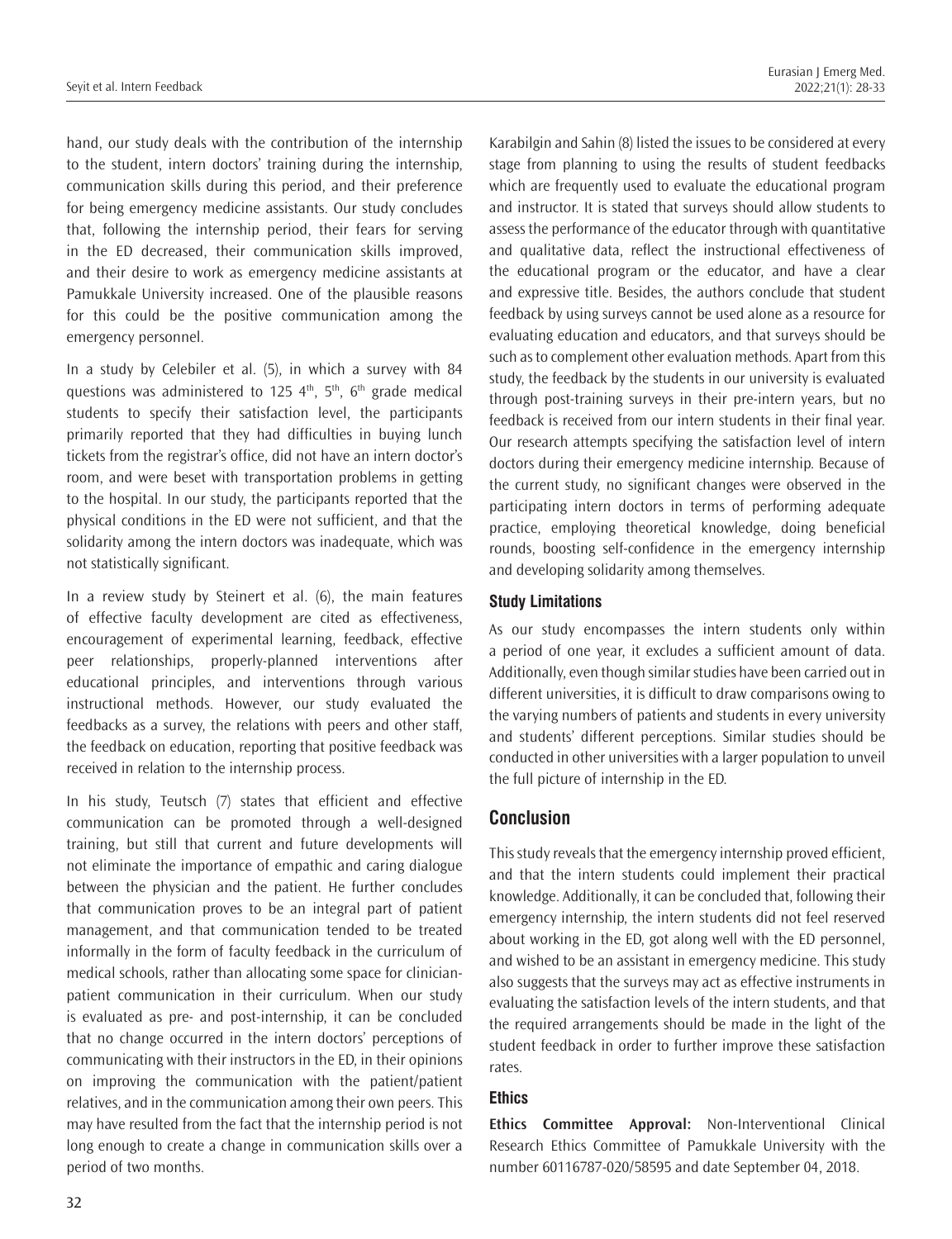hand, our study deals with the contribution of the internship to the student, intern doctors' training during the internship, communication skills during this period, and their preference for being emergency medicine assistants. Our study concludes that, following the internship period, their fears for serving in the ED decreased, their communication skills improved, and their desire to work as emergency medicine assistants at Pamukkale University increased. One of the plausible reasons for this could be the positive communication among the emergency personnel.

In a study by Celebiler et al. (5), in which a survey with 84 questions was administered to 125 4[th], 5[th], 6[th] grade medical students to specify their satisfaction level, the participants primarily reported that they had difficulties in buying lunch tickets from the registrar's office, did not have an intern doctor's room, and were beset with transportation problems in getting to the hospital. In our study, the participants reported that the physical conditions in the ED were not sufficient, and that the solidarity among the intern doctors was inadequate, which was not statistically significant.

In a review study by Steinert et al. (6), the main features of effective faculty development are cited as effectiveness, encouragement of experimental learning, feedback, effective peer relationships, properly-planned interventions after educational principles, and interventions through various instructional methods. However, our study evaluated the feedbacks as a survey, the relations with peers and other staff, the feedback on education, reporting that positive feedback was received in relation to the internship process.

In his study, Teutsch (7) states that efficient and effective communication can be promoted through a well-designed training, but still that current and future developments will not eliminate the importance of empathic and caring dialogue between the physician and the patient. He further concludes that communication proves to be an integral part of patient management, and that communication tended to be treated informally in the form of faculty feedback in the curriculum of medical schools, rather than allocating some space for clinician-patient communication in their curriculum. When our study is evaluated as pre- and post-internship, it can be concluded that no change occurred in the intern doctors' perceptions of communicating with their instructors in the ED, in their opinions on improving the communication with the patient/patient relatives, and in the communication among their own peers. This may have resulted from the fact that the internship period is not long enough to create a change in communication skills over a period of two months.

Karabilgin and Sahin (8) listed the issues to be considered at every stage from planning to using the results of student feedbacks which are frequently used to evaluate the educational program and instructor. It is stated that surveys should allow students to assess the performance of the educator through with quantitative and qualitative data, reflect the instructional effectiveness of the educational program or the educator, and have a clear and expressive title. Besides, the authors conclude that student feedback by using surveys cannot be used alone as a resource for evaluating education and educators, and that surveys should be such as to complement other evaluation methods. Apart from this study, the feedback by the students in our university is evaluated through post-training surveys in their pre-intern years, but no feedback is received from our intern students in their final year. Our research attempts specifying the satisfaction level of intern doctors during their emergency medicine internship. Because of the current study, no significant changes were observed in the participating intern doctors in terms of performing adequate practice, employing theoretical knowledge, doing beneficial rounds, boosting self-confidence in the emergency internship and developing solidarity among themselves.

### Study Limitations

As our study encompasses the intern students only within a period of one year, it excludes a sufficient amount of data. Additionally, even though similar studies have been carried out in different universities, it is difficult to draw comparisons owing to the varying numbers of patients and students in every university and students' different perceptions. Similar studies should be conducted in other universities with a larger population to unveil the full picture of internship in the ED.

## Conclusion

This study reveals that the emergency internship proved efficient, and that the intern students could implement their practical knowledge. Additionally, it can be concluded that, following their emergency internship, the intern students did not feel reserved about working in the ED, got along well with the ED personnel, and wished to be an assistant in emergency medicine. This study also suggests that the surveys may act as effective instruments in evaluating the satisfaction levels of the intern students, and that the required arrangements should be made in the light of the student feedback in order to further improve these satisfaction rates.

### Ethics

**Ethics Committee Approval:** Non-Interventional Clinical Research Ethics Committee of Pamukkale University with the number 60116787-020/58595 and date September 04, 2018.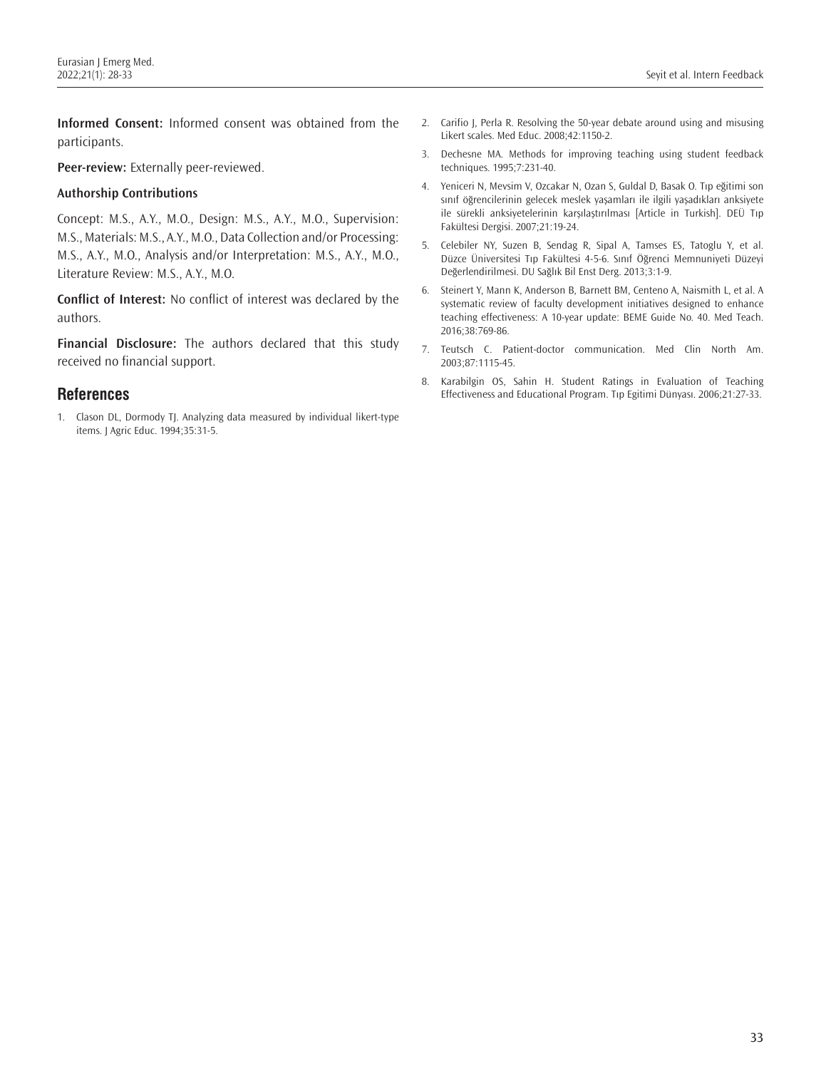**Informed Consent:** Informed consent was obtained from the participants.

**Peer-review:** Externally peer-reviewed.

**Authorship Contributions**

Concept: M.S., A.Y., M.O., Design: M.S., A.Y., M.O., Supervision: M.S., Materials: M.S., A.Y., M.O., Data Collection and/or Processing: M.S., A.Y., M.O., Analysis and/or Interpretation: M.S., A.Y., M.O., Literature Review: M.S., A.Y., M.O.

**Conflict of Interest:** No conflict of interest was declared by the authors.

**Financial Disclosure:** The authors declared that this study received no financial support.

## References

1. Clason DL, Dormody TJ. Analyzing data measured by individual likert-type items. J Agric Educ. 1994;35:31-5.
2. Carifio J, Perla R. Resolving the 50-year debate around using and misusing Likert scales. Med Educ. 2008;42:1150-2.
3. Dechesne MA. Methods for improving teaching using student feedback techniques. 1995;7:231-40.
4. Yeniceri N, Mevsim V, Ozcakar N, Ozan S, Guldal D, Basak O. Tıp eğitimi son sınıf öğrencilerinin gelecek meslek yaşamları ile ilgili yaşadıkları anksiyete ile sürekli anksiyetelerinin karşılaştırılması [Article in Turkish]. DEÜ Tıp Fakültesi Dergisi. 2007;21:19-24.
5. Celebiler NY, Suzen B, Sendag R, Sipal A, Tamses ES, Tatoglu Y, et al. Düzce Üniversitesi Tıp Fakültesi 4-5-6. Sınıf Öğrenci Memnuniyeti Düzeyi Değerlendirilmesi. DU Sağlık Bil Enst Derg. 2013;3:1-9.
6. Steinert Y, Mann K, Anderson B, Barnett BM, Centeno A, Naismith L, et al. A systematic review of faculty development initiatives designed to enhance teaching effectiveness: A 10-year update: BEME Guide No. 40. Med Teach. 2016;38:769-86.
7. Teutsch C. Patient-doctor communication. Med Clin North Am. 2003;87:1115-45.
8. Karabilgin OS, Sahin H. Student Ratings in Evaluation of Teaching Effectiveness and Educational Program. Tıp Egitimi Dünyası. 2006;21:27-33.